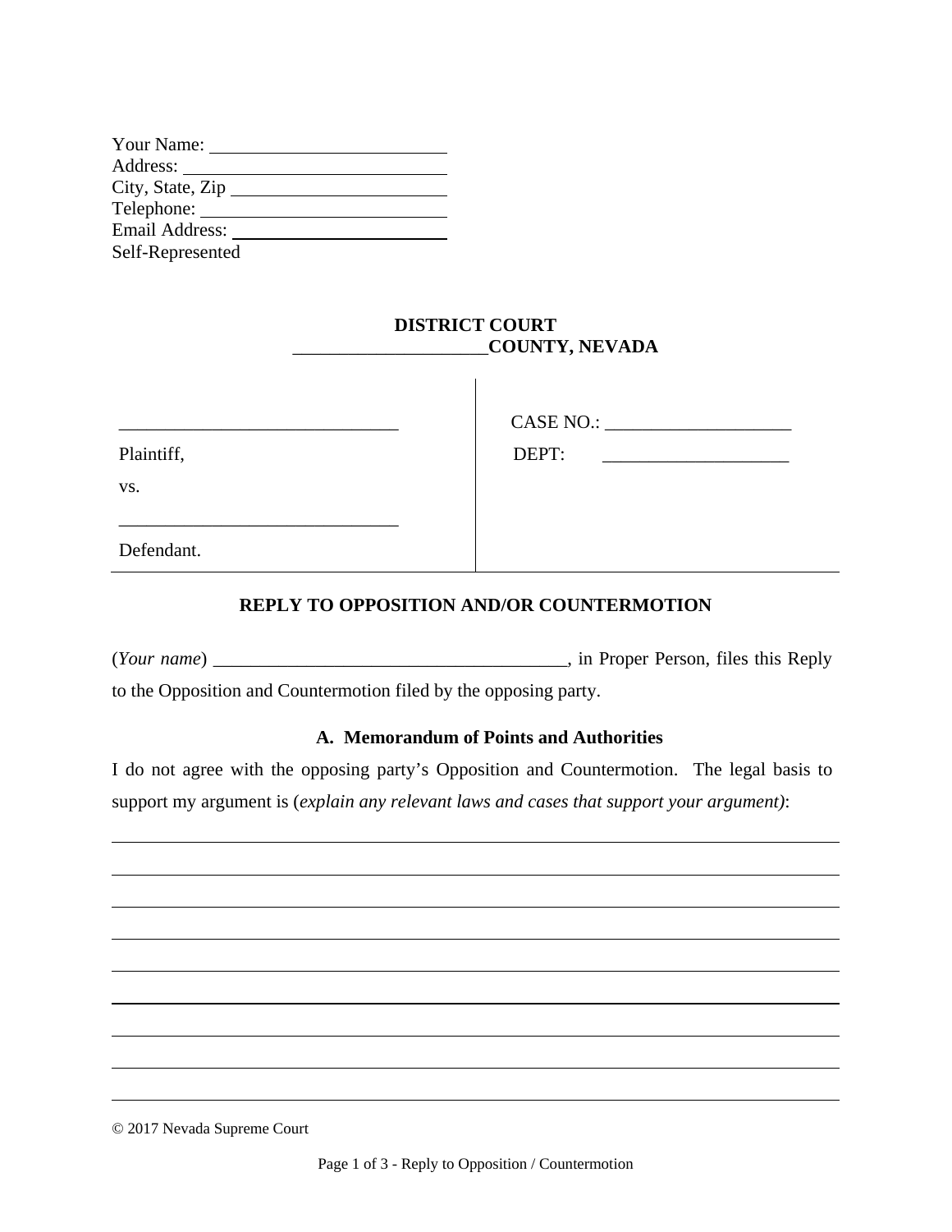Your Name: ___________________________
Address: ______________________________
City, State, Zip _________________________
Telephone: ____________________________
Email Address: _________________________
Self-Represented

**DISTRICT COURT**
**_____________________COUNTY, NEVADA**

| | |
|---|---|
| ______________________________ Plaintiff, | CASE NO.: ____________________ |
| vs. | DEPT: ____________________ |
| ______________________________ Defendant. | |

**REPLY TO OPPOSITION AND/OR COUNTERMOTION**

(*Your name*) ______________________________________, in Proper Person, files this Reply to the Opposition and Countermotion filed by the opposing party.

**A. Memorandum of Points and Authorities**

I do not agree with the opposing party's Opposition and Countermotion. The legal basis to support my argument is (*explain any relevant laws and cases that support your argument)*:

_______________________________________________________________________________
_______________________________________________________________________________
_______________________________________________________________________________
_______________________________________________________________________________
_______________________________________________________________________________
_______________________________________________________________________________
_______________________________________________________________________________
_______________________________________________________________________________
_______________________________________________________________________________

© 2017 Nevada Supreme Court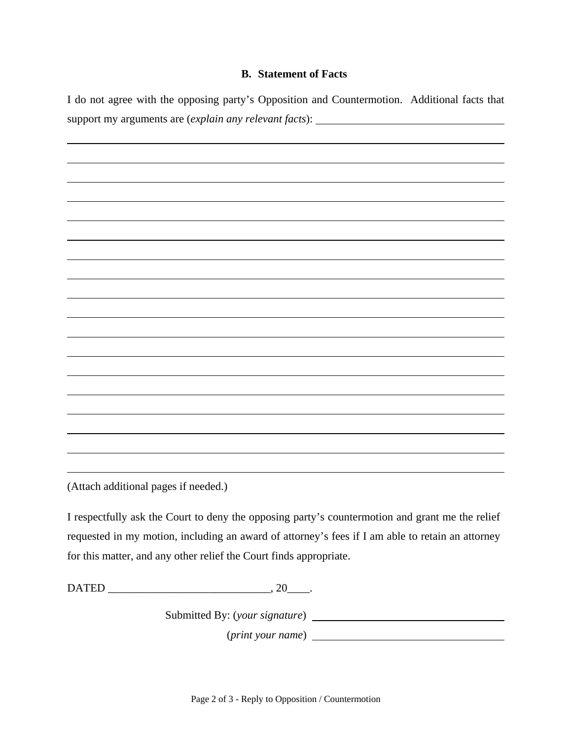### B. Statement of Facts

I do not agree with the opposing party's Opposition and Countermotion. Additional facts that support my arguments are (*explain any relevant facts*): ______________________________

______________________________________________________________________________

______________________________________________________________________________

______________________________________________________________________________

______________________________________________________________________________

______________________________________________________________________________

______________________________________________________________________________

______________________________________________________________________________

______________________________________________________________________________

______________________________________________________________________________

______________________________________________________________________________

______________________________________________________________________________

______________________________________________________________________________

______________________________________________________________________________

______________________________________________________________________________

______________________________________________________________________________

______________________________________________________________________________

______________________________________________________________________________

(Attach additional pages if needed.)

I respectfully ask the Court to deny the opposing party's countermotion and grant me the relief requested in my motion, including an award of attorney's fees if I am able to retain an attorney for this matter, and any other relief the Court finds appropriate.

DATED ______________________________, 20____.

Submitted By: (*your signature*) ______________________________

(*print your name*) ______________________________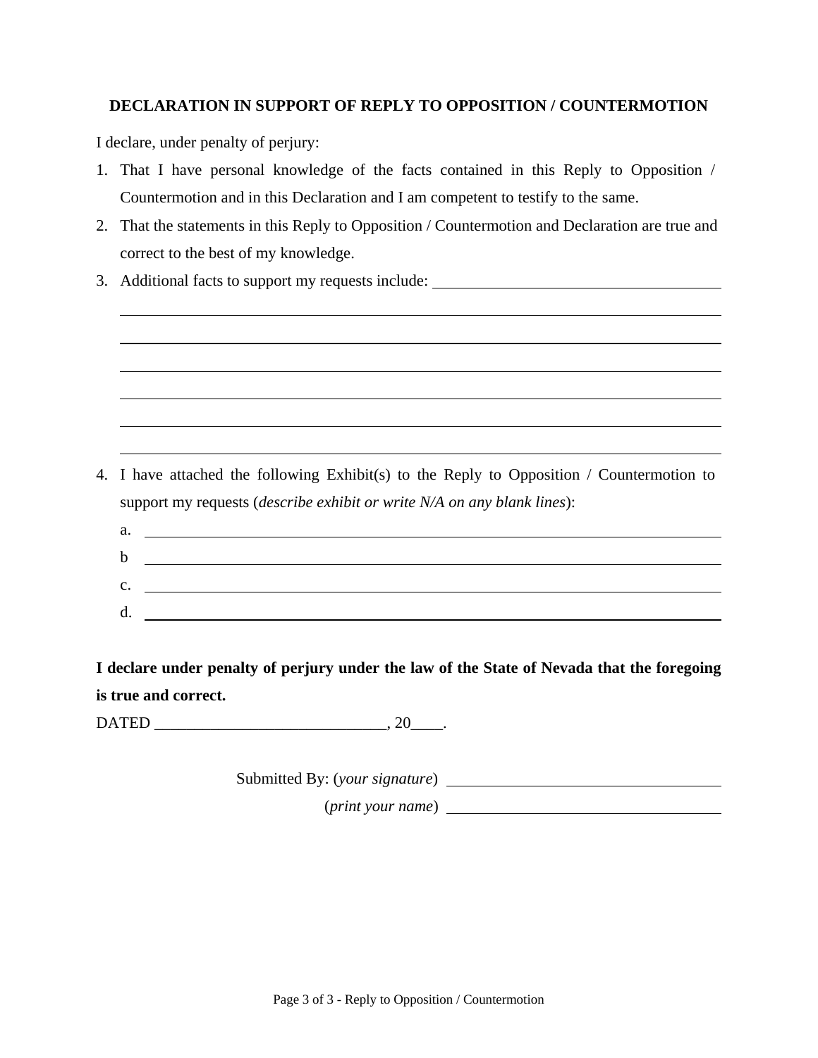## DECLARATION IN SUPPORT OF REPLY TO OPPOSITION / COUNTERMOTION

I declare, under penalty of perjury:

1. That I have personal knowledge of the facts contained in this Reply to Opposition / Countermotion and in this Declaration and I am competent to testify to the same.
2. That the statements in this Reply to Opposition / Countermotion and Declaration are true and correct to the best of my knowledge.
3. Additional facts to support my requests include: ______________________________________

   ______________________________________________________________________________

   ______________________________________________________________________________

   ______________________________________________________________________________

   ______________________________________________________________________________

   ______________________________________________________________________________

   ______________________________________________________________________________

4. I have attached the following Exhibit(s) to the Reply to Opposition / Countermotion to support my requests (*describe exhibit or write N/A on any blank lines*):

   a. ____________________________________________________________________________

   b ____________________________________________________________________________

   c. ____________________________________________________________________________

   d. ____________________________________________________________________________

**I declare under penalty of perjury under the law of the State of Nevada that the foregoing is true and correct.**

DATED _____________________________, 20____.

Submitted By: (*your signature*) ___________________________________

(*print your name*) ___________________________________